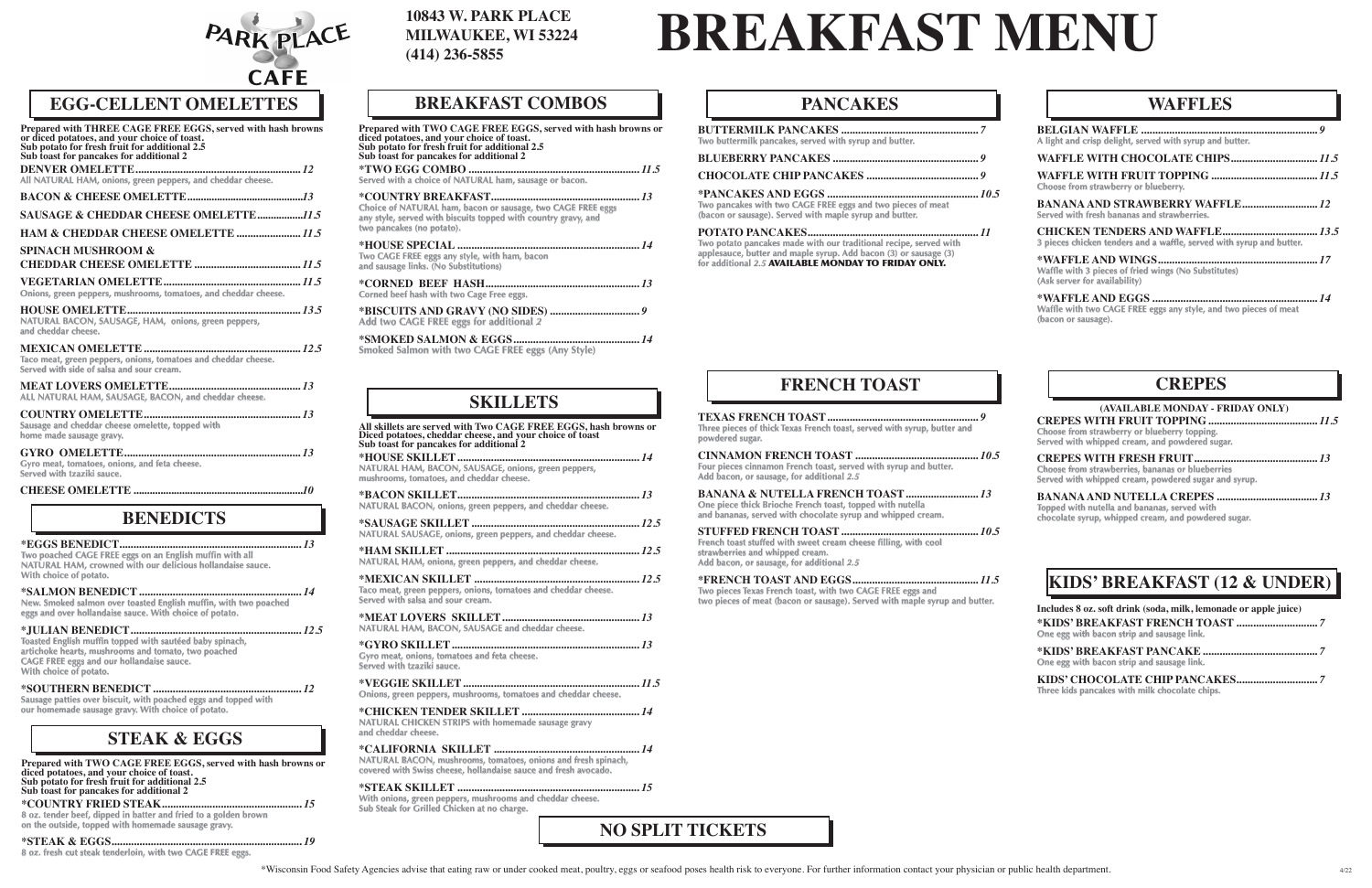# PARK PLACE CAFE

**10843 W. PARK PLACE**
**MILWAUKEE, WI 53224**
**(414) 236-5855**

# BREAKFAST MENU

## EGG-CELLENT OMELETTES

**Prepared with THREE CAGE FREE EGGS, served with hash browns or diced potatoes, and your choice of toast.**
**Sub potato for fresh fruit for additional 2.5**
**Sub toast for pancakes for additional 2**

**DENVER OMELETTE** ... *12*
All NATURAL HAM, onions, green peppers, and cheddar cheese.

**BACON & CHEESE OMELETTE** ... *13*

**SAUSAGE & CHEDDAR CHEESE OMELETTE** ... *11.5*

**HAM & CHEDDAR CHEESE OMELETTE** ... *11.5*

**SPINACH MUSHROOM & CHEDDAR CHEESE OMELETTE** ... *11.5*

**VEGETARIAN OMELETTE** ... *11.5*
Onions, green peppers, mushrooms, tomatoes, and cheddar cheese.

**HOUSE OMELETTE** ... *13.5*
NATURAL BACON, SAUSAGE, HAM, onions, green peppers, and cheddar cheese.

**MEXICAN OMELETTE** ... *12.5*
Taco meat, green peppers, onions, tomatoes and cheddar cheese. Served with side of salsa and sour cream.

**MEAT LOVERS OMELETTE** ... *13*
ALL NATURAL HAM, SAUSAGE, BACON, and cheddar cheese.

**COUNTRY OMELETTE** ... *13*
Sausage and cheddar cheese omelette, topped with home made sausage gravy.

**GYRO OMELETTE** ... *13*
Gyro meat, tomatoes, onions, and feta cheese. Served with tzaziki sauce.

**CHEESE OMELETTE** ... *10*

## BENEDICTS

***EGGS BENEDICT** ... *13*
Two poached CAGE FREE eggs on an English muffin with all NATURAL HAM, crowned with our delicious hollandaise sauce. With choice of potato.

***SALMON BENEDICT** ... *14*
New. Smoked salmon over toasted English muffin, with two poached eggs and over hollandaise sauce. With choice of potato.

***JULIAN BENEDICT** ... *12.5*
Toasted English muffin topped with sautéed baby spinach, artichoke hearts, mushrooms and tomato, two poached CAGE FREE eggs and our hollandaise sauce. With choice of potato.

***SOUTHERN BENEDICT** ... *12*
Sausage patties over biscuit, with poached eggs and topped with our homemade sausage gravy. With choice of potato.

## STEAK & EGGS

**Prepared with TWO CAGE FREE EGGS, served with hash browns or diced potatoes, and your choice of toast.**
**Sub potato for fresh fruit for additional 2.5**
**Sub toast for pancakes for additional 2**

***COUNTRY FRIED STEAK** ... *15*
8 oz. tender beef, dipped in batter and fried to a golden brown on the outside, topped with homemade sausage gravy.

***STEAK & EGGS** ... *19*
8 oz. fresh cut steak tenderloin, with two CAGE FREE eggs.

## BREAKFAST COMBOS

**Prepared with TWO CAGE FREE EGGS, served with hash browns or diced potatoes, and your choice of toast.**
**Sub potato for fresh fruit for additional 2.5**
**Sub toast for pancakes for additional 2**

***TWO EGG COMBO** ... *11.5*
Served with a choice of NATURAL ham, sausage or bacon.

***COUNTRY BREAKFAST** ... *13*
Choice of NATURAL ham, bacon or sausage, two CAGE FREE eggs any style, served with biscuits topped with country gravy, and two pancakes (no potato).

***HOUSE SPECIAL** ... *14*
Two CAGE FREE eggs any style, with ham, bacon and sausage links. (No Substitutions)

***CORNED BEEF HASH** ... *13*
Corned beef hash with two Cage Free eggs.

***BISCUITS AND GRAVY (NO SIDES)** ... *9*
Add two CAGE FREE eggs for additional *2*

***SMOKED SALMON & EGGS** ... *14*
Smoked Salmon with two CAGE FREE eggs (Any Style)

## SKILLETS

**All skillets are served with Two CAGE FREE EGGS, hash browns or Diced potatoes, cheddar cheese, and your choice of toast**
**Sub toast for pancakes for additional 2**

***HOUSE SKILLET** ... *14*
NATURAL HAM, BACON, SAUSAGE, onions, green peppers, mushrooms, tomatoes, and cheddar cheese.

***BACON SKILLET** ... *13*
NATURAL BACON, onions, green peppers, and cheddar cheese.

***SAUSAGE SKILLET** ... *12.5*
NATURAL SAUSAGE, onions, green peppers, and cheddar cheese.

***HAM SKILLET** ... *12.5*
NATURAL HAM, onions, green peppers, and cheddar cheese.

***MEXICAN SKILLET** ... *12.5*
Taco meat, green peppers, onions, tomatoes and cheddar cheese. Served with salsa and sour cream.

***MEAT LOVERS SKILLET** ... *13*
NATURAL HAM, BACON, SAUSAGE and cheddar cheese.

***GYRO SKILLET** ... *13*
Gyro meat, onions, tomatoes and feta cheese. Served with tzaziki sauce.

***VEGGIE SKILLET** ... *11.5*
Onions, green peppers, mushrooms, tomatoes and cheddar cheese.

***CHICKEN TENDER SKILLET** ... *14*
NATURAL CHICKEN STRIPS with homemade sausage gravy and cheddar cheese.

***CALIFORNIA SKILLET** ... *14*
NATURAL BACON, mushrooms, tomatoes, onions and fresh spinach, covered with Swiss cheese, hollandaise sauce and fresh avocado.

***STEAK SKILLET** ... *15*
With onions, green peppers, mushrooms and cheddar cheese. Sub Steak for Grilled Chicken at no charge.

## PANCAKES

**BUTTERMILK PANCAKES** ... *7*
Two buttermilk pancakes, served with syrup and butter.

**BLUEBERRY PANCAKES** ... *9*

**CHOCOLATE CHIP PANCAKES** ... *9*

***PANCAKES AND EGGS** ... *10.5*
Two pancakes with two CAGE FREE eggs and two pieces of meat (bacon or sausage). Served with maple syrup and butter.

**POTATO PANCAKES** ... *11*
Two potato pancakes made with our traditional recipe, served with applesauce, butter and maple syrup. Add bacon (3) or sausage (3) for additional *2.5* **AVAILABLE MONDAY TO FRIDAY ONLY.**

## FRENCH TOAST

**TEXAS FRENCH TOAST** ... *9*
Three pieces of thick Texas French toast, served with syrup, butter and powdered sugar.

**CINNAMON FRENCH TOAST** ... *10.5*
Four pieces cinnamon French toast, served with syrup and butter. Add bacon, or sausage, for additional *2.5*

**BANANA & NUTELLA FRENCH TOAST** ... *13*
One piece thick Brioche French toast, topped with nutella and bananas, served with chocolate syrup and whipped cream.

**STUFFED FRENCH TOAST** ... *10.5*
French toast stuffed with sweet cream cheese filling, with cool strawberries and whipped cream. Add bacon, or sausage, for additional *2.5*

***FRENCH TOAST AND EGGS** ... *11.5*
Two pieces Texas French toast, with two CAGE FREE eggs and two pieces of meat (bacon or sausage). Served with maple syrup and butter.

## WAFFLES

**BELGIAN WAFFLE** ... *9*
A light and crisp delight, served with syrup and butter.

**WAFFLE WITH CHOCOLATE CHIPS** ... *11.5*

**WAFFLE WITH FRUIT TOPPING** ... *11.5*
Choose from strawberry or blueberry.

**BANANA AND STRAWBERRY WAFFLE** ... *12*
Served with fresh bananas and strawberries.

**CHICKEN TENDERS AND WAFFLE** ... *13.5*
3 pieces chicken tenders and a waffle, served with syrup and butter.

***WAFFLE AND WINGS** ... *17*
Waffle with 3 pieces of fried wings (No Substitutes) (Ask server for availability)

***WAFFLE AND EGGS** ... *14*
Waffle with two CAGE FREE eggs any style, and two pieces of meat (bacon or sausage).

## CREPES

**(AVAILABLE MONDAY - FRIDAY ONLY)**

**CREPES WITH FRUIT TOPPING** ... *11.5*
Choose from strawberry or blueberry topping. Served with whipped cream, and powdered sugar.

**CREPES WITH FRESH FRUIT** ... *13*
Choose from strawberries, bananas or blueberries Served with whipped cream, powdered sugar and syrup.

**BANANA AND NUTELLA CREPES** ... *13*
Topped with nutella and bananas, served with chocolate syrup, whipped cream, and powdered sugar.

## KIDS' BREAKFAST (12 & UNDER)

**Includes 8 oz. soft drink (soda, milk, lemonade or apple juice)**

***KIDS' BREAKFAST FRENCH TOAST** ... *7*
One egg with bacon strip and sausage link.

***KIDS' BREAKFAST PANCAKE** ... *7*
One egg with bacon strip and sausage link.

**KIDS' CHOCOLATE CHIP PANCAKES** ... *7*
Three kids pancakes with milk chocolate chips.

## NO SPLIT TICKETS

*Wisconsin Food Safety Agencies advise that eating raw or under cooked meat, poultry, eggs or seafood poses health risk to everyone. For further information contact your physician or public health department.

4/22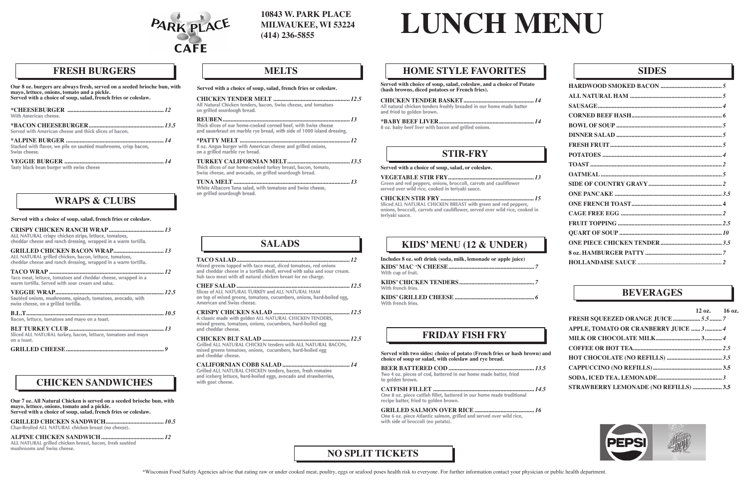PARK PLACE CAFE

**10843 W. PARK PLACE**
**MILWAUKEE, WI 53224**
**(414) 236-5855**

# LUNCH MENU

## FRESH BURGERS

**Our 8 oz. burgers are always fresh, served on a seeded brioche bun, with mayo, lettuce, onions, tomato and a pickle. Served with a choice of soup, salad, french fries or coleslaw.**

**\*CHEESEBURGER** ........ *12*
With American cheese.

**\*BACON CHEESEBURGER** ........ *13.5*
Served with American cheese and thick slices of bacon.

**\*ALPINE BURGER** ........ *14*
Stacked with flavor, we pile on sautéed mushrooms, crisp bacon, Swiss cheese.

**VEGGIE BURGER** ........ *14*
Tasty black bean burger with swiss cheese

## WRAPS & CLUBS

**Served with a choice of soup, salad, french fries or coleslaw.**

**CRISPY CHICKEN RANCH WRAP** ........ *13*
ALL NATURAL crispy chicken strips, lettuce, tomatoes, cheddar cheese and ranch dressing, wrapped in a warm tortilla.

**GRILLED CHICKEN BACON WRAP** ........ *13*
ALL NATURAL grilled chicken, bacon, lettuce, tomatoes, cheddar cheese and ranch dressing, wrapped in a warm tortilla.

**TACO WRAP** ........ *12*
Taco meat, lettuce, tomatoes and cheddar cheese, wrapped in a warm tortilla. Served with sour cream and salsa.

**VEGGIE WRAP** ........ *12.5*
Sautéed onions, mushrooms, spinach, tomatoes, avocado, with swiss cheese, on a grilled tortilla.

**B.L.T.** ........ *10.5*
Bacon, lettuce, tomatoes and mayo on a toast.

**BLT TURKEY CLUB** ........ *13*
Sliced ALL NATURAL turkey, bacon, lettuce, tomatoes and mayo on a toast.

**GRILLED CHEESE** ........ *9*

## CHICKEN SANDWICHES

**Our 7 oz. All Natural Chicken is served on a seeded brioche bun, with mayo, lettuce, onions, tomato and a pickle. Served with a choice of soup, salad, french fries or coleslaw.**

**GRILLED CHICKEN SANDWICH** ........ *10.5*
Char-Broiled ALL NATURAL chicken breast (no cheese).

**ALPINE CHICKEN SANDWICH** ........ *12*
ALL NATURAL grilled chicken breast, bacon, fresh sautéed mushrooms and Swiss cheese.

## MELTS

**Served with a choice of soup, salad, french fries or coleslaw.**

**CHICKEN TENDER MELT** ........ *12.5*
All Natural Chicken tenders, bacon, Swiss cheese, and tomatoes on grilled sourdough bread.

**REUBEN** ........ *13*
Thick slices of our home-cooked corned beef, with Swiss cheese and sauerkraut on marble rye bread, with side of 1000 island dressing.

**\*PATTY MELT** ........ *12*
8 oz. Angus burger with American cheese and grilled onions, on a grilled marble rye bread.

**TURKEY CALIFORNIAN MELT** ........ *13.5*
Thick slices of our home-cooked turkey breast, bacon, tomato, Swiss cheese, and avocado, on grilled sourdough bread.

**TUNA MELT** ........ *13*
White Albacore Tuna salad, with tomatoes and Swiss cheese, on grilled sourdough bread.

## SALADS

**TACO SALAD** ........ *12*
Mixed greens topped with taco meat, diced tomatoes, red onions and cheddar cheese in a tortilla shell, served with salsa and sour cream. Sub taco meat with all natural chicken breast for no charge.

**CHEF SALAD** ........ *12.5*
Slices of ALL NATURAL TURKEY and ALL NATURAL HAM on top of mixed greens, tomatoes, cucumbers, onions, hard-boiled egg, American and Swiss cheese.

**CRISPY CHICKEN SALAD** ........ *12.5*
A classic made with golden ALL NATURAL CHICKEN TENDERS, mixed greens, tomatoes, onions, cucumbers, hard-boiled egg and cheddar cheese.

**CHICKEN BLT SALAD** ........ *12.5*
Grilled ALL NATURAL CHICKEN tenders with ALL NATURAL BACON, mixed greens tomatoes, onions, cucumbers, hard-boiled egg and cheddar cheese.

**CALIFORNIAN COBB SALAD** ........ *14*
Grilled ALL NATURAL CHICKEN tenders, bacon, fresh romaine and iceberg lettuce, hard-boiled eggs, avocado and strawberries, with goat cheese.

## HOME STYLE FAVORITES

**Served with choice of soup, salad, coleslaw, and a choice of Potato (hash browns, diced potatoes or French fries).**

**CHICKEN TENDER BASKET** ........ *14*
All natural chicken tenders freshly breaded in our home made batter and fried to golden brown.

**\*BABY BEEF LIVER** ........ *14*
8 oz. baby beef liver with bacon and grilled onions.

## STIR-FRY

**Served with a choice of soup, salad, or coleslaw.**

**VEGETABLE STIR FRY** ........ *13*
Green and red peppers, onions, broccoli, carrots and cauliflower served over wild rice, cooked in teriyaki sauce.

**CHICKEN STIR FRY** ........ *15*
Sliced ALL NATURAL CHICKEN BREAST with green and red peppers, onions, broccoli, carrots and cauliflower, served over wild rice, cooked in teriyaki sauce.

## KIDS' MENU (12 & UNDER)

**Includes 8 oz. soft drink (soda, milk, lemonade or apple juice)**

**KIDS' MAC 'N CHEESE** ........ *7*
With cup of fruit.

**KIDS' CHICKEN TENDERS** ........ *7*
With french fries.

**KIDS' GRILLED CHEESE** ........ *6*
With french fries.

## FRIDAY FISH FRY

**Served with two sides: choice of potato (French fries or hash brown) and choice of soup or salad, with coleslaw and rye bread.**

**BEER BATTERED COD** ........ *13.5*
Two 4 oz. pieces of cod, battered in our home made batter, fried to golden brown.

**CATFISH FILLET** ........ *14.5*
One 8 oz. piece catfish fillet, battered in our home made traditional recipe batter, fried to golden brown.

**GRILLED SALMON OVER RICE** ........ *16*
One 6 oz. piece Atlantic salmon, grilled and served over wild rice, with side of broccoli (no potato).

## SIDES

| | |
|---|---|
| **HARDWOOD SMOKED BACON** | *5* |
| **ALL NATURAL HAM** | *5* |
| **SAUSAGE** | *4* |
| **CORNED BEEF HASH** | *6* |
| **BOWL OF SOUP** | *5* |
| **DINNER SALAD** | *5* |
| **FRESH FRUIT** | *5* |
| **POTATOES** | *4* |
| **TOAST** | *2* |
| **OATMEAL** | *5* |
| **SIDE OF COUNTRY GRAVY** | *2* |
| **ONE PANCAKE** | *3.5* |
| **ONE FRENCH TOAST** | 4 |
| **CAGE FREE EGG** | *2* |
| **FRUIT TOPPING** | *2.5* |
| **QUART OF SOUP** | *10* |
| **ONE PIECE CHICKEN TENDER** | *3.5* |
| **8 oz. HAMBURGER PATTY** | *7* |
| **HOLLANDAISE SAUCE** | *2* |

## BEVERAGES

| | 12 oz. | 16 oz. |
|---|---|---|
| **FRESH SQUEEZED ORANGE JUICE** | *5.5* | *7* |
| **APPLE, TOMATO OR CRANBERRY JUICE** | *3* | *4* |
| **MILK OR CHOCOLATE MILK** | 3 | *4* |
| **COFFEE OR HOT TEA** | | *2.5* |
| **HOT CHOCOLATE (NO REFILLS)** | | *3.5* |
| **CAPPUCCINO (NO REFILLS)** | | 3.5 |
| **SODA, ICED TEA, LEMONADE** | | *3* |
| **STRAWBERRY LEMONADE (NO REFILLS)** | | 3.5 |

PEPSI

## NO SPLIT TICKETS

\*Wisconsin Food Safety Agencies advise that eating raw or under cooked meat, poultry, eggs or seafood poses health risk to everyone. For further information contact your physician or public health department.